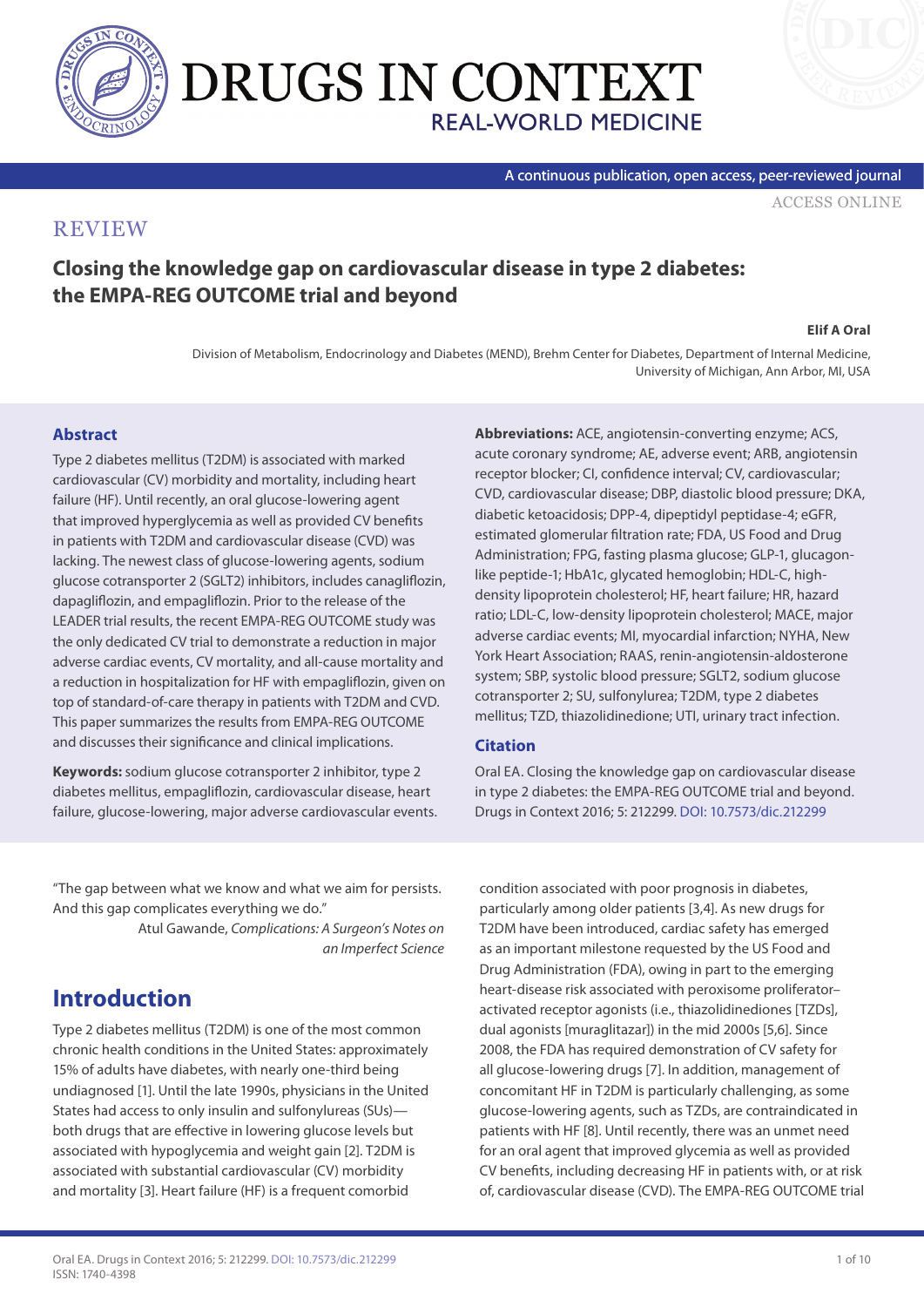DRUGS IN CONTEXT
REAL-WORLD MEDICINE

A continuous publication, open access, peer-reviewed journal

ACCESS ONLINE

REVIEW

# Closing the knowledge gap on cardiovascular disease in type 2 diabetes: the EMPA-REG OUTCOME trial and beyond

**Elif A Oral**

Division of Metabolism, Endocrinology and Diabetes (MEND), Brehm Center for Diabetes, Department of Internal Medicine, University of Michigan, Ann Arbor, MI, USA

## Abstract

Type 2 diabetes mellitus (T2DM) is associated with marked cardiovascular (CV) morbidity and mortality, including heart failure (HF). Until recently, an oral glucose-lowering agent that improved hyperglycemia as well as provided CV benefits in patients with T2DM and cardiovascular disease (CVD) was lacking. The newest class of glucose-lowering agents, sodium glucose cotransporter 2 (SGLT2) inhibitors, includes canagliflozin, dapagliflozin, and empagliflozin. Prior to the release of the LEADER trial results, the recent EMPA-REG OUTCOME study was the only dedicated CV trial to demonstrate a reduction in major adverse cardiac events, CV mortality, and all-cause mortality and a reduction in hospitalization for HF with empagliflozin, given on top of standard-of-care therapy in patients with T2DM and CVD. This paper summarizes the results from EMPA-REG OUTCOME and discusses their significance and clinical implications.

**Keywords:** sodium glucose cotransporter 2 inhibitor, type 2 diabetes mellitus, empagliflozin, cardiovascular disease, heart failure, glucose-lowering, major adverse cardiovascular events.

**Abbreviations:** ACE, angiotensin-converting enzyme; ACS, acute coronary syndrome; AE, adverse event; ARB, angiotensin receptor blocker; CI, confidence interval; CV, cardiovascular; CVD, cardiovascular disease; DBP, diastolic blood pressure; DKA, diabetic ketoacidosis; DPP-4, dipeptidyl peptidase-4; eGFR, estimated glomerular filtration rate; FDA, US Food and Drug Administration; FPG, fasting plasma glucose; GLP-1, glucagon-like peptide-1; HbA1c, glycated hemoglobin; HDL-C, high-density lipoprotein cholesterol; HF, heart failure; HR, hazard ratio; LDL-C, low-density lipoprotein cholesterol; MACE, major adverse cardiac events; MI, myocardial infarction; NYHA, New York Heart Association; RAAS, renin-angiotensin-aldosterone system; SBP, systolic blood pressure; SGLT2, sodium glucose cotransporter 2; SU, sulfonylurea; T2DM, type 2 diabetes mellitus; TZD, thiazolidinedione; UTI, urinary tract infection.

## Citation

Oral EA. Closing the knowledge gap on cardiovascular disease in type 2 diabetes: the EMPA-REG OUTCOME trial and beyond. Drugs in Context 2016; 5: 212299. DOI: 10.7573/dic.212299

"The gap between what we know and what we aim for persists. And this gap complicates everything we do."
Atul Gawande, *Complications: A Surgeon's Notes on an Imperfect Science*

## Introduction

Type 2 diabetes mellitus (T2DM) is one of the most common chronic health conditions in the United States: approximately 15% of adults have diabetes, with nearly one-third being undiagnosed [1]. Until the late 1990s, physicians in the United States had access to only insulin and sulfonylureas (SUs)—both drugs that are effective in lowering glucose levels but associated with hypoglycemia and weight gain [2]. T2DM is associated with substantial cardiovascular (CV) morbidity and mortality [3]. Heart failure (HF) is a frequent comorbid condition associated with poor prognosis in diabetes, particularly among older patients [3,4]. As new drugs for T2DM have been introduced, cardiac safety has emerged as an important milestone requested by the US Food and Drug Administration (FDA), owing in part to the emerging heart-disease risk associated with peroxisome proliferator–activated receptor agonists (i.e., thiazolidinediones [TZDs], dual agonists [muraglitazar]) in the mid 2000s [5,6]. Since 2008, the FDA has required demonstration of CV safety for all glucose-lowering drugs [7]. In addition, management of concomitant HF in T2DM is particularly challenging, as some glucose-lowering agents, such as TZDs, are contraindicated in patients with HF [8]. Until recently, there was an unmet need for an oral agent that improved glycemia as well as provided CV benefits, including decreasing HF in patients with, or at risk of, cardiovascular disease (CVD). The EMPA-REG OUTCOME trial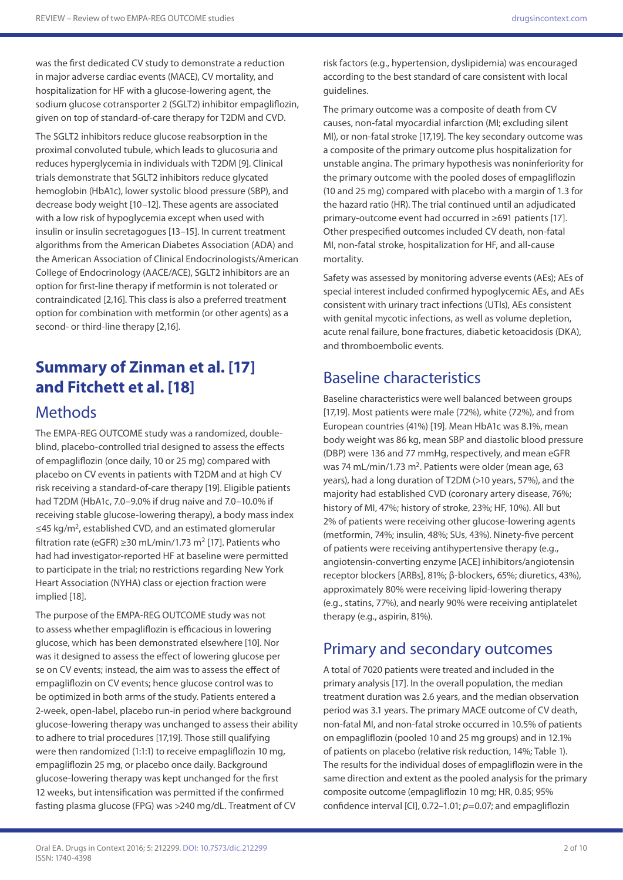was the first dedicated CV study to demonstrate a reduction in major adverse cardiac events (MACE), CV mortality, and hospitalization for HF with a glucose-lowering agent, the sodium glucose cotransporter 2 (SGLT2) inhibitor empagliflozin, given on top of standard-of-care therapy for T2DM and CVD.

The SGLT2 inhibitors reduce glucose reabsorption in the proximal convoluted tubule, which leads to glucosuria and reduces hyperglycemia in individuals with T2DM [9]. Clinical trials demonstrate that SGLT2 inhibitors reduce glycated hemoglobin (HbA1c), lower systolic blood pressure (SBP), and decrease body weight [10–12]. These agents are associated with a low risk of hypoglycemia except when used with insulin or insulin secretagogues [13–15]. In current treatment algorithms from the American Diabetes Association (ADA) and the American Association of Clinical Endocrinologists/American College of Endocrinology (AACE/ACE), SGLT2 inhibitors are an option for first-line therapy if metformin is not tolerated or contraindicated [2,16]. This class is also a preferred treatment option for combination with metformin (or other agents) as a second- or third-line therapy [2,16].

## Summary of Zinman et al. [17] and Fitchett et al. [18]

### Methods

The EMPA-REG OUTCOME study was a randomized, double-blind, placebo-controlled trial designed to assess the effects of empagliflozin (once daily, 10 or 25 mg) compared with placebo on CV events in patients with T2DM and at high CV risk receiving a standard-of-care therapy [19]. Eligible patients had T2DM (HbA1c, 7.0–9.0% if drug naive and 7.0–10.0% if receiving stable glucose-lowering therapy), a body mass index ≤45 kg/m$^2$, established CVD, and an estimated glomerular filtration rate (eGFR) ≥30 mL/min/1.73 m$^2$ [17]. Patients who had had investigator-reported HF at baseline were permitted to participate in the trial; no restrictions regarding New York Heart Association (NYHA) class or ejection fraction were implied [18].

The purpose of the EMPA-REG OUTCOME study was not to assess whether empagliflozin is efficacious in lowering glucose, which has been demonstrated elsewhere [10]. Nor was it designed to assess the effect of lowering glucose per se on CV events; instead, the aim was to assess the effect of empagliflozin on CV events; hence glucose control was to be optimized in both arms of the study. Patients entered a 2-week, open-label, placebo run-in period where background glucose-lowering therapy was unchanged to assess their ability to adhere to trial procedures [17,19]. Those still qualifying were then randomized (1:1:1) to receive empagliflozin 10 mg, empagliflozin 25 mg, or placebo once daily. Background glucose-lowering therapy was kept unchanged for the first 12 weeks, but intensification was permitted if the confirmed fasting plasma glucose (FPG) was >240 mg/dL. Treatment of CV risk factors (e.g., hypertension, dyslipidemia) was encouraged according to the best standard of care consistent with local guidelines.

The primary outcome was a composite of death from CV causes, non-fatal myocardial infarction (MI; excluding silent MI), or non-fatal stroke [17,19]. The key secondary outcome was a composite of the primary outcome plus hospitalization for unstable angina. The primary hypothesis was noninferiority for the primary outcome with the pooled doses of empagliflozin (10 and 25 mg) compared with placebo with a margin of 1.3 for the hazard ratio (HR). The trial continued until an adjudicated primary-outcome event had occurred in ≥691 patients [17]. Other prespecified outcomes included CV death, non-fatal MI, non-fatal stroke, hospitalization for HF, and all-cause mortality.

Safety was assessed by monitoring adverse events (AEs); AEs of special interest included confirmed hypoglycemic AEs, and AEs consistent with urinary tract infections (UTIs), AEs consistent with genital mycotic infections, as well as volume depletion, acute renal failure, bone fractures, diabetic ketoacidosis (DKA), and thromboembolic events.

### Baseline characteristics

Baseline characteristics were well balanced between groups [17,19]. Most patients were male (72%), white (72%), and from European countries (41%) [19]. Mean HbA1c was 8.1%, mean body weight was 86 kg, mean SBP and diastolic blood pressure (DBP) were 136 and 77 mmHg, respectively, and mean eGFR was 74 mL/min/1.73 m$^2$. Patients were older (mean age, 63 years), had a long duration of T2DM (>10 years, 57%), and the majority had established CVD (coronary artery disease, 76%; history of MI, 47%; history of stroke, 23%; HF, 10%). All but 2% of patients were receiving other glucose-lowering agents (metformin, 74%; insulin, 48%; SUs, 43%). Ninety-five percent of patients were receiving antihypertensive therapy (e.g., angiotensin-converting enzyme [ACE] inhibitors/angiotensin receptor blockers [ARBs], 81%; β-blockers, 65%; diuretics, 43%), approximately 80% were receiving lipid-lowering therapy (e.g., statins, 77%), and nearly 90% were receiving antiplatelet therapy (e.g., aspirin, 81%).

### Primary and secondary outcomes

A total of 7020 patients were treated and included in the primary analysis [17]. In the overall population, the median treatment duration was 2.6 years, and the median observation period was 3.1 years. The primary MACE outcome of CV death, non-fatal MI, and non-fatal stroke occurred in 10.5% of patients on empagliflozin (pooled 10 and 25 mg groups) and in 12.1% of patients on placebo (relative risk reduction, 14%; Table 1). The results for the individual doses of empagliflozin were in the same direction and extent as the pooled analysis for the primary composite outcome (empagliflozin 10 mg; HR, 0.85; 95% confidence interval [CI], 0.72–1.01; $p$=0.07; and empagliflozin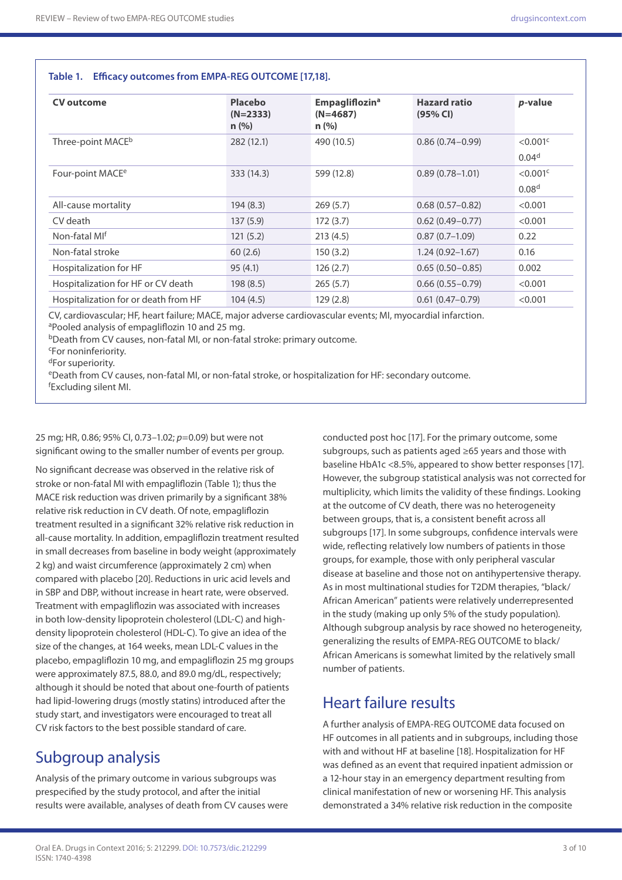**Table 1. Efficacy outcomes from EMPA-REG OUTCOME [17,18].**

| CV outcome | Placebo (N=2333) n (%) | Empagliflozin[a] (N=4687) n (%) | Hazard ratio (95% CI) | *p*-value |
|---|---|---|---|---|
| Three-point MACE[b] | 282 (12.1) | 490 (10.5) | 0.86 (0.74–0.99) | <0.001[c] 0.04[d] |
| Four-point MACE[e] | 333 (14.3) | 599 (12.8) | 0.89 (0.78–1.01) | <0.001[c] 0.08[d] |
| All-cause mortality | 194 (8.3) | 269 (5.7) | 0.68 (0.57–0.82) | <0.001 |
| CV death | 137 (5.9) | 172 (3.7) | 0.62 (0.49–0.77) | <0.001 |
| Non-fatal MI[f] | 121 (5.2) | 213 (4.5) | 0.87 (0.7–1.09) | 0.22 |
| Non-fatal stroke | 60 (2.6) | 150 (3.2) | 1.24 (0.92–1.67) | 0.16 |
| Hospitalization for HF | 95 (4.1) | 126 (2.7) | 0.65 (0.50–0.85) | 0.002 |
| Hospitalization for HF or CV death | 198 (8.5) | 265 (5.7) | 0.66 (0.55–0.79) | <0.001 |
| Hospitalization for or death from HF | 104 (4.5) | 129 (2.8) | 0.61 (0.47–0.79) | <0.001 |

CV, cardiovascular; HF, heart failure; MACE, major adverse cardiovascular events; MI, myocardial infarction.
[a]Pooled analysis of empagliflozin 10 and 25 mg.
[b]Death from CV causes, non-fatal MI, or non-fatal stroke: primary outcome.
[c]For noninferiority.
[d]For superiority.
[e]Death from CV causes, non-fatal MI, or non-fatal stroke, or hospitalization for HF: secondary outcome.
[f]Excluding silent MI.

25 mg; HR, 0.86; 95% CI, 0.73–1.02; *p*=0.09) but were not significant owing to the smaller number of events per group.

No significant decrease was observed in the relative risk of stroke or non-fatal MI with empagliflozin (Table 1); thus the MACE risk reduction was driven primarily by a significant 38% relative risk reduction in CV death. Of note, empagliflozin treatment resulted in a significant 32% relative risk reduction in all-cause mortality. In addition, empagliflozin treatment resulted in small decreases from baseline in body weight (approximately 2 kg) and waist circumference (approximately 2 cm) when compared with placebo [20]. Reductions in uric acid levels and in SBP and DBP, without increase in heart rate, were observed. Treatment with empagliflozin was associated with increases in both low-density lipoprotein cholesterol (LDL-C) and high-density lipoprotein cholesterol (HDL-C). To give an idea of the size of the changes, at 164 weeks, mean LDL-C values in the placebo, empagliflozin 10 mg, and empagliflozin 25 mg groups were approximately 87.5, 88.0, and 89.0 mg/dL, respectively; although it should be noted that about one-fourth of patients had lipid-lowering drugs (mostly statins) introduced after the study start, and investigators were encouraged to treat all CV risk factors to the best possible standard of care.

## Subgroup analysis

Analysis of the primary outcome in various subgroups was prespecified by the study protocol, and after the initial results were available, analyses of death from CV causes were conducted post hoc [17]. For the primary outcome, some subgroups, such as patients aged ≥65 years and those with baseline HbA1c <8.5%, appeared to show better responses [17]. However, the subgroup statistical analysis was not corrected for multiplicity, which limits the validity of these findings. Looking at the outcome of CV death, there was no heterogeneity between groups, that is, a consistent benefit across all subgroups [17]. In some subgroups, confidence intervals were wide, reflecting relatively low numbers of patients in those groups, for example, those with only peripheral vascular disease at baseline and those not on antihypertensive therapy. As in most multinational studies for T2DM therapies, "black/African American" patients were relatively underrepresented in the study (making up only 5% of the study population). Although subgroup analysis by race showed no heterogeneity, generalizing the results of EMPA-REG OUTCOME to black/African Americans is somewhat limited by the relatively small number of patients.

## Heart failure results

A further analysis of EMPA-REG OUTCOME data focused on HF outcomes in all patients and in subgroups, including those with and without HF at baseline [18]. Hospitalization for HF was defined as an event that required inpatient admission or a 12-hour stay in an emergency department resulting from clinical manifestation of new or worsening HF. This analysis demonstrated a 34% relative risk reduction in the composite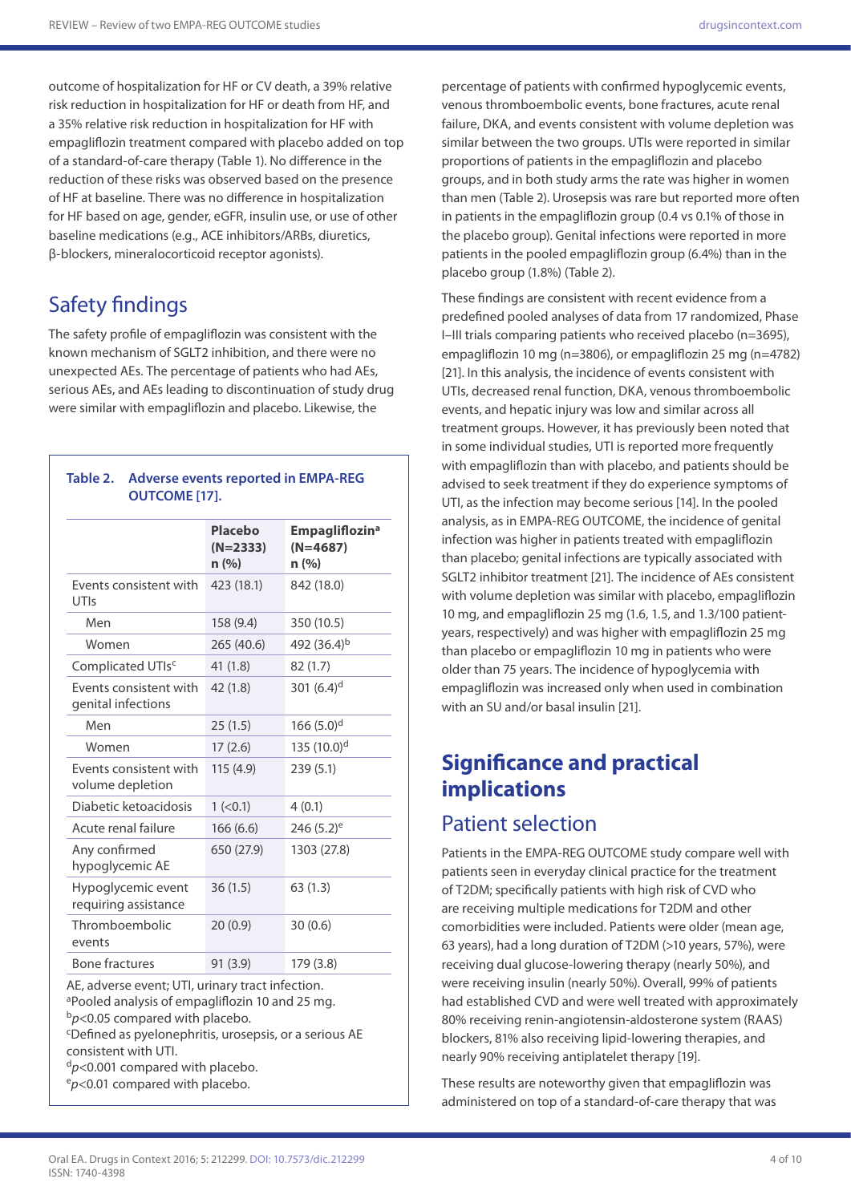outcome of hospitalization for HF or CV death, a 39% relative risk reduction in hospitalization for HF or death from HF, and a 35% relative risk reduction in hospitalization for HF with empagliflozin treatment compared with placebo added on top of a standard-of-care therapy (Table 1). No difference in the reduction of these risks was observed based on the presence of HF at baseline. There was no difference in hospitalization for HF based on age, gender, eGFR, insulin use, or use of other baseline medications (e.g., ACE inhibitors/ARBs, diuretics, β-blockers, mineralocorticoid receptor agonists).

## Safety findings

The safety profile of empagliflozin was consistent with the known mechanism of SGLT2 inhibition, and there were no unexpected AEs. The percentage of patients who had AEs, serious AEs, and AEs leading to discontinuation of study drug were similar with empagliflozin and placebo. Likewise, the percentage of patients with confirmed hypoglycemic events, venous thromboembolic events, bone fractures, acute renal failure, DKA, and events consistent with volume depletion was similar between the two groups. UTIs were reported in similar proportions of patients in the empagliflozin and placebo groups, and in both study arms the rate was higher in women than men (Table 2). Urosepsis was rare but reported more often in patients in the empagliflozin group (0.4 vs 0.1% of those in the placebo group). Genital infections were reported in more patients in the pooled empagliflozin group (6.4%) than in the placebo group (1.8%) (Table 2).

**Table 2. Adverse events reported in EMPA-REG OUTCOME [17].**

| | Placebo (N=2333) n (%) | Empagliflozin[a] (N=4687) n (%) |
|---|---|---|
| Events consistent with UTIs | 423 (18.1) | 842 (18.0) |
| Men | 158 (9.4) | 350 (10.5) |
| Women | 265 (40.6) | 492 (36.4)[b] |
| Complicated UTIs[c] | 41 (1.8) | 82 (1.7) |
| Events consistent with genital infections | 42 (1.8) | 301 (6.4)[d] |
| Men | 25 (1.5) | 166 (5.0)[d] |
| Women | 17 (2.6) | 135 (10.0)[d] |
| Events consistent with volume depletion | 115 (4.9) | 239 (5.1) |
| Diabetic ketoacidosis | 1 (<0.1) | 4 (0.1) |
| Acute renal failure | 166 (6.6) | 246 (5.2)[e] |
| Any confirmed hypoglycemic AE | 650 (27.9) | 1303 (27.8) |
| Hypoglycemic event requiring assistance | 36 (1.5) | 63 (1.3) |
| Thromboembolic events | 20 (0.9) | 30 (0.6) |
| Bone fractures | 91 (3.9) | 179 (3.8) |

AE, adverse event; UTI, urinary tract infection.
[a]Pooled analysis of empagliflozin 10 and 25 mg.
[b]$p<0.05$ compared with placebo.
[c]Defined as pyelonephritis, urosepsis, or a serious AE consistent with UTI.
[d]$p<0.001$ compared with placebo.
[e]$p<0.01$ compared with placebo.

These findings are consistent with recent evidence from a predefined pooled analyses of data from 17 randomized, Phase I–III trials comparing patients who received placebo (n=3695), empagliflozin 10 mg (n=3806), or empagliflozin 25 mg (n=4782) [21]. In this analysis, the incidence of events consistent with UTIs, decreased renal function, DKA, venous thromboembolic events, and hepatic injury was low and similar across all treatment groups. However, it has previously been noted that in some individual studies, UTI is reported more frequently with empagliflozin than with placebo, and patients should be advised to seek treatment if they do experience symptoms of UTI, as the infection may become serious [14]. In the pooled analysis, as in EMPA-REG OUTCOME, the incidence of genital infection was higher in patients treated with empagliflozin than placebo; genital infections are typically associated with SGLT2 inhibitor treatment [21]. The incidence of AEs consistent with volume depletion was similar with placebo, empagliflozin 10 mg, and empagliflozin 25 mg (1.6, 1.5, and 1.3/100 patient-years, respectively) and was higher with empagliflozin 25 mg than placebo or empagliflozin 10 mg in patients who were older than 75 years. The incidence of hypoglycemia with empagliflozin was increased only when used in combination with an SU and/or basal insulin [21].

# Significance and practical implications

## Patient selection

Patients in the EMPA-REG OUTCOME study compare well with patients seen in everyday clinical practice for the treatment of T2DM; specifically patients with high risk of CVD who are receiving multiple medications for T2DM and other comorbidities were included. Patients were older (mean age, 63 years), had a long duration of T2DM (>10 years, 57%), were receiving dual glucose-lowering therapy (nearly 50%), and were receiving insulin (nearly 50%). Overall, 99% of patients had established CVD and were well treated with approximately 80% receiving renin-angiotensin-aldosterone system (RAAS) blockers, 81% also receiving lipid-lowering therapies, and nearly 90% receiving antiplatelet therapy [19].

These results are noteworthy given that empagliflozin was administered on top of a standard-of-care therapy that was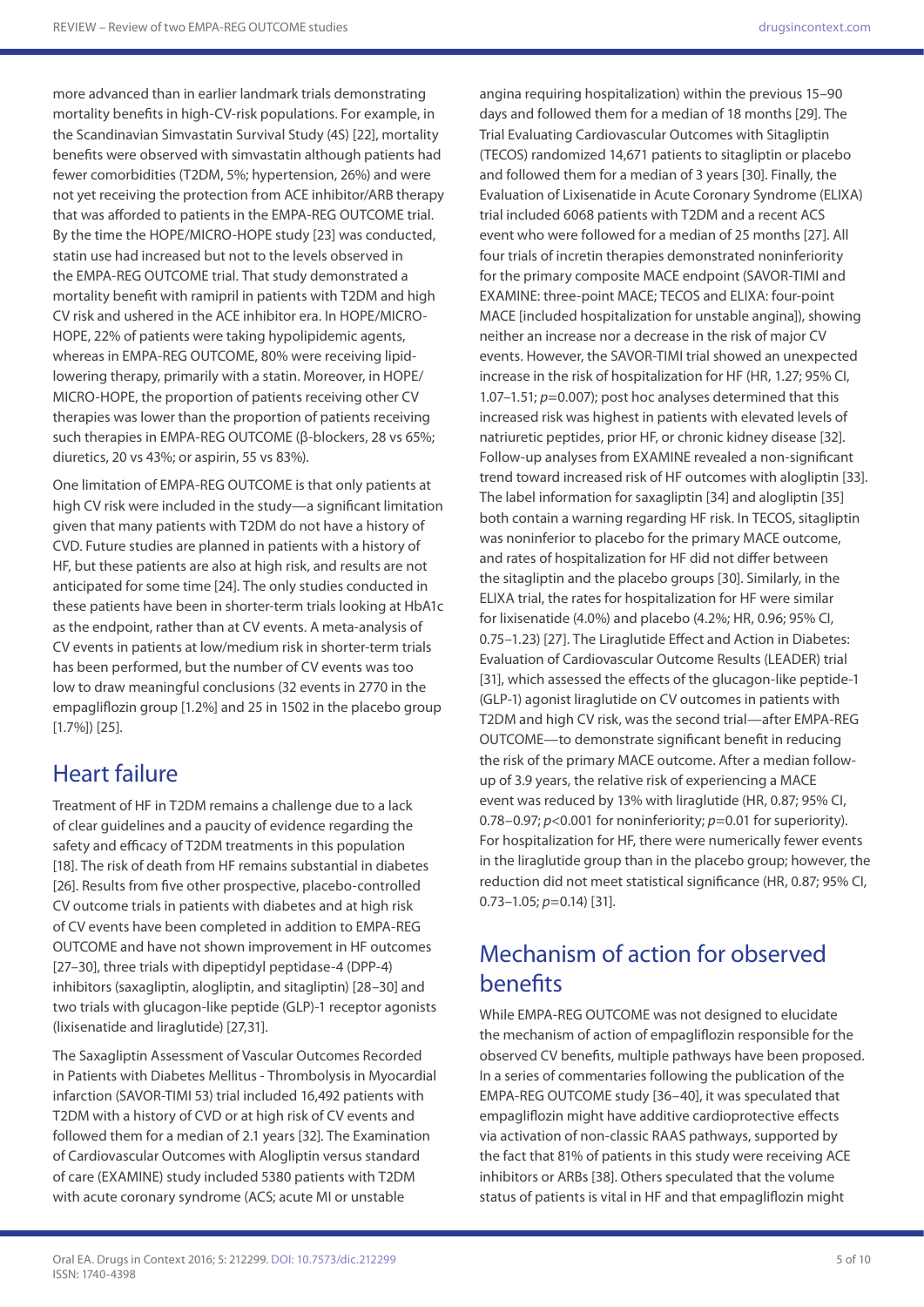more advanced than in earlier landmark trials demonstrating mortality benefits in high-CV-risk populations. For example, in the Scandinavian Simvastatin Survival Study (4S) [22], mortality benefits were observed with simvastatin although patients had fewer comorbidities (T2DM, 5%; hypertension, 26%) and were not yet receiving the protection from ACE inhibitor/ARB therapy that was afforded to patients in the EMPA-REG OUTCOME trial. By the time the HOPE/MICRO-HOPE study [23] was conducted, statin use had increased but not to the levels observed in the EMPA-REG OUTCOME trial. That study demonstrated a mortality benefit with ramipril in patients with T2DM and high CV risk and ushered in the ACE inhibitor era. In HOPE/MICRO-HOPE, 22% of patients were taking hypolipidemic agents, whereas in EMPA-REG OUTCOME, 80% were receiving lipid-lowering therapy, primarily with a statin. Moreover, in HOPE/MICRO-HOPE, the proportion of patients receiving other CV therapies was lower than the proportion of patients receiving such therapies in EMPA-REG OUTCOME (β-blockers, 28 vs 65%; diuretics, 20 vs 43%; or aspirin, 55 vs 83%).

One limitation of EMPA-REG OUTCOME is that only patients at high CV risk were included in the study—a significant limitation given that many patients with T2DM do not have a history of CVD. Future studies are planned in patients with a history of HF, but these patients are also at high risk, and results are not anticipated for some time [24]. The only studies conducted in these patients have been in shorter-term trials looking at HbA1c as the endpoint, rather than at CV events. A meta-analysis of CV events in patients at low/medium risk in shorter-term trials has been performed, but the number of CV events was too low to draw meaningful conclusions (32 events in 2770 in the empagliflozin group [1.2%] and 25 in 1502 in the placebo group [1.7%]) [25].

## Heart failure

Treatment of HF in T2DM remains a challenge due to a lack of clear guidelines and a paucity of evidence regarding the safety and efficacy of T2DM treatments in this population [18]. The risk of death from HF remains substantial in diabetes [26]. Results from five other prospective, placebo-controlled CV outcome trials in patients with diabetes and at high risk of CV events have been completed in addition to EMPA-REG OUTCOME and have not shown improvement in HF outcomes [27–30], three trials with dipeptidyl peptidase-4 (DPP-4) inhibitors (saxagliptin, alogliptin, and sitagliptin) [28–30] and two trials with glucagon-like peptide (GLP)-1 receptor agonists (lixisenatide and liraglutide) [27,31].

The Saxagliptin Assessment of Vascular Outcomes Recorded in Patients with Diabetes Mellitus - Thrombolysis in Myocardial infarction (SAVOR-TIMI 53) trial included 16,492 patients with T2DM with a history of CVD or at high risk of CV events and followed them for a median of 2.1 years [32]. The Examination of Cardiovascular Outcomes with Alogliptin versus standard of care (EXAMINE) study included 5380 patients with T2DM with acute coronary syndrome (ACS; acute MI or unstable angina requiring hospitalization) within the previous 15–90 days and followed them for a median of 18 months [29]. The Trial Evaluating Cardiovascular Outcomes with Sitagliptin (TECOS) randomized 14,671 patients to sitagliptin or placebo and followed them for a median of 3 years [30]. Finally, the Evaluation of Lixisenatide in Acute Coronary Syndrome (ELIXA) trial included 6068 patients with T2DM and a recent ACS event who were followed for a median of 25 months [27]. All four trials of incretin therapies demonstrated noninferiority for the primary composite MACE endpoint (SAVOR-TIMI and EXAMINE: three-point MACE; TECOS and ELIXA: four-point MACE [included hospitalization for unstable angina]), showing neither an increase nor a decrease in the risk of major CV events. However, the SAVOR-TIMI trial showed an unexpected increase in the risk of hospitalization for HF (HR, 1.27; 95% CI, 1.07–1.51; $p$=0.007); post hoc analyses determined that this increased risk was highest in patients with elevated levels of natriuretic peptides, prior HF, or chronic kidney disease [32]. Follow-up analyses from EXAMINE revealed a non-significant trend toward increased risk of HF outcomes with alogliptin [33]. The label information for saxagliptin [34] and alogliptin [35] both contain a warning regarding HF risk. In TECOS, sitagliptin was noninferior to placebo for the primary MACE outcome, and rates of hospitalization for HF did not differ between the sitagliptin and the placebo groups [30]. Similarly, in the ELIXA trial, the rates for hospitalization for HF were similar for lixisenatide (4.0%) and placebo (4.2%; HR, 0.96; 95% CI, 0.75–1.23) [27]. The Liraglutide Effect and Action in Diabetes: Evaluation of Cardiovascular Outcome Results (LEADER) trial [31], which assessed the effects of the glucagon-like peptide-1 (GLP-1) agonist liraglutide on CV outcomes in patients with T2DM and high CV risk, was the second trial—after EMPA-REG OUTCOME—to demonstrate significant benefit in reducing the risk of the primary MACE outcome. After a median follow-up of 3.9 years, the relative risk of experiencing a MACE event was reduced by 13% with liraglutide (HR, 0.87; 95% CI, 0.78–0.97; $p$<0.001 for noninferiority; $p$=0.01 for superiority). For hospitalization for HF, there were numerically fewer events in the liraglutide group than in the placebo group; however, the reduction did not meet statistical significance (HR, 0.87; 95% CI, 0.73–1.05; $p$=0.14) [31].

## Mechanism of action for observed benefits

While EMPA-REG OUTCOME was not designed to elucidate the mechanism of action of empagliflozin responsible for the observed CV benefits, multiple pathways have been proposed. In a series of commentaries following the publication of the EMPA-REG OUTCOME study [36–40], it was speculated that empagliflozin might have additive cardioprotective effects via activation of non-classic RAAS pathways, supported by the fact that 81% of patients in this study were receiving ACE inhibitors or ARBs [38]. Others speculated that the volume status of patients is vital in HF and that empagliflozin might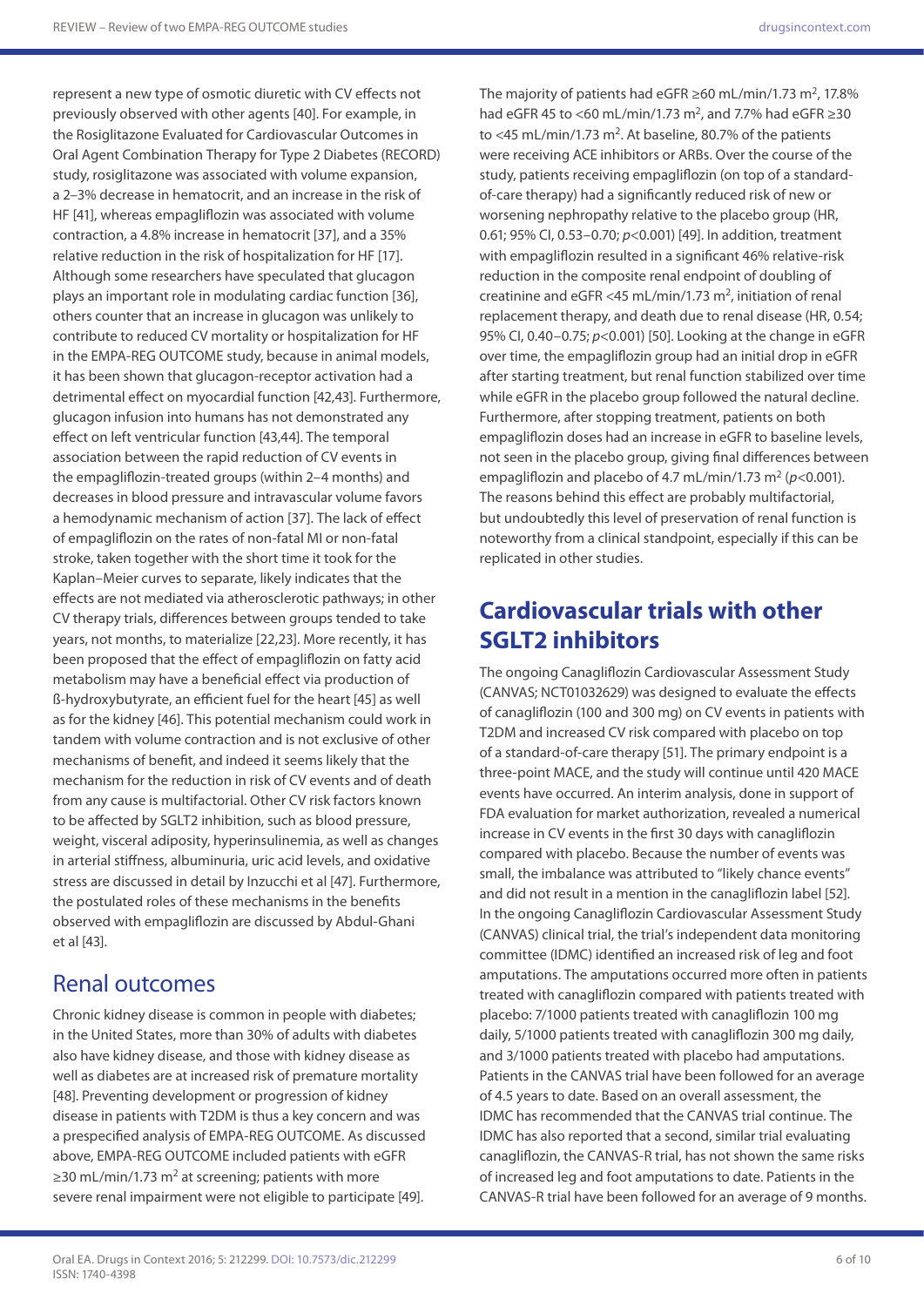represent a new type of osmotic diuretic with CV effects not previously observed with other agents [40]. For example, in the Rosiglitazone Evaluated for Cardiovascular Outcomes in Oral Agent Combination Therapy for Type 2 Diabetes (RECORD) study, rosiglitazone was associated with volume expansion, a 2–3% decrease in hematocrit, and an increase in the risk of HF [41], whereas empagliflozin was associated with volume contraction, a 4.8% increase in hematocrit [37], and a 35% relative reduction in the risk of hospitalization for HF [17]. Although some researchers have speculated that glucagon plays an important role in modulating cardiac function [36], others counter that an increase in glucagon was unlikely to contribute to reduced CV mortality or hospitalization for HF in the EMPA-REG OUTCOME study, because in animal models, it has been shown that glucagon-receptor activation had a detrimental effect on myocardial function [42,43]. Furthermore, glucagon infusion into humans has not demonstrated any effect on left ventricular function [43,44]. The temporal association between the rapid reduction of CV events in the empagliflozin-treated groups (within 2–4 months) and decreases in blood pressure and intravascular volume favors a hemodynamic mechanism of action [37]. The lack of effect of empagliflozin on the rates of non-fatal MI or non-fatal stroke, taken together with the short time it took for the Kaplan–Meier curves to separate, likely indicates that the effects are not mediated via atherosclerotic pathways; in other CV therapy trials, differences between groups tended to take years, not months, to materialize [22,23]. More recently, it has been proposed that the effect of empagliflozin on fatty acid metabolism may have a beneficial effect via production of ß-hydroxybutyrate, an efficient fuel for the heart [45] as well as for the kidney [46]. This potential mechanism could work in tandem with volume contraction and is not exclusive of other mechanisms of benefit, and indeed it seems likely that the mechanism for the reduction in risk of CV events and of death from any cause is multifactorial. Other CV risk factors known to be affected by SGLT2 inhibition, such as blood pressure, weight, visceral adiposity, hyperinsulinemia, as well as changes in arterial stiffness, albuminuria, uric acid levels, and oxidative stress are discussed in detail by Inzucchi et al [47]. Furthermore, the postulated roles of these mechanisms in the benefits observed with empagliflozin are discussed by Abdul-Ghani et al [43].

## Renal outcomes

Chronic kidney disease is common in people with diabetes; in the United States, more than 30% of adults with diabetes also have kidney disease, and those with kidney disease as well as diabetes are at increased risk of premature mortality [48]. Preventing development or progression of kidney disease in patients with T2DM is thus a key concern and was a prespecified analysis of EMPA-REG OUTCOME. As discussed above, EMPA-REG OUTCOME included patients with eGFR ≥30 mL/min/1.73 $m^2$ at screening; patients with more severe renal impairment were not eligible to participate [49]. The majority of patients had eGFR ≥60 mL/min/1.73 $m^2$, 17.8% had eGFR 45 to <60 mL/min/1.73 $m^2$, and 7.7% had eGFR ≥30 to <45 mL/min/1.73 $m^2$. At baseline, 80.7% of the patients were receiving ACE inhibitors or ARBs. Over the course of the study, patients receiving empagliflozin (on top of a standard-of-care therapy) had a significantly reduced risk of new or worsening nephropathy relative to the placebo group (HR, 0.61; 95% CI, 0.53–0.70; $p$<0.001) [49]. In addition, treatment with empagliflozin resulted in a significant 46% relative-risk reduction in the composite renal endpoint of doubling of creatinine and eGFR <45 mL/min/1.73 $m^2$, initiation of renal replacement therapy, and death due to renal disease (HR, 0.54; 95% CI, 0.40–0.75; $p$<0.001) [50]. Looking at the change in eGFR over time, the empagliflozin group had an initial drop in eGFR after starting treatment, but renal function stabilized over time while eGFR in the placebo group followed the natural decline. Furthermore, after stopping treatment, patients on both empagliflozin doses had an increase in eGFR to baseline levels, not seen in the placebo group, giving final differences between empagliflozin and placebo of 4.7 mL/min/1.73 $m^2$ ($p$<0.001). The reasons behind this effect are probably multifactorial, but undoubtedly this level of preservation of renal function is noteworthy from a clinical standpoint, especially if this can be replicated in other studies.

## Cardiovascular trials with other SGLT2 inhibitors

The ongoing Canagliflozin Cardiovascular Assessment Study (CANVAS; NCT01032629) was designed to evaluate the effects of canagliflozin (100 and 300 mg) on CV events in patients with T2DM and increased CV risk compared with placebo on top of a standard-of-care therapy [51]. The primary endpoint is a three-point MACE, and the study will continue until 420 MACE events have occurred. An interim analysis, done in support of FDA evaluation for market authorization, revealed a numerical increase in CV events in the first 30 days with canagliflozin compared with placebo. Because the number of events was small, the imbalance was attributed to "likely chance events" and did not result in a mention in the canagliflozin label [52]. In the ongoing Canagliflozin Cardiovascular Assessment Study (CANVAS) clinical trial, the trial's independent data monitoring committee (IDMC) identified an increased risk of leg and foot amputations. The amputations occurred more often in patients treated with canagliflozin compared with patients treated with placebo: 7/1000 patients treated with canagliflozin 100 mg daily, 5/1000 patients treated with canagliflozin 300 mg daily, and 3/1000 patients treated with placebo had amputations. Patients in the CANVAS trial have been followed for an average of 4.5 years to date. Based on an overall assessment, the IDMC has recommended that the CANVAS trial continue. The IDMC has also reported that a second, similar trial evaluating canagliflozin, the CANVAS-R trial, has not shown the same risks of increased leg and foot amputations to date. Patients in the CANVAS-R trial have been followed for an average of 9 months.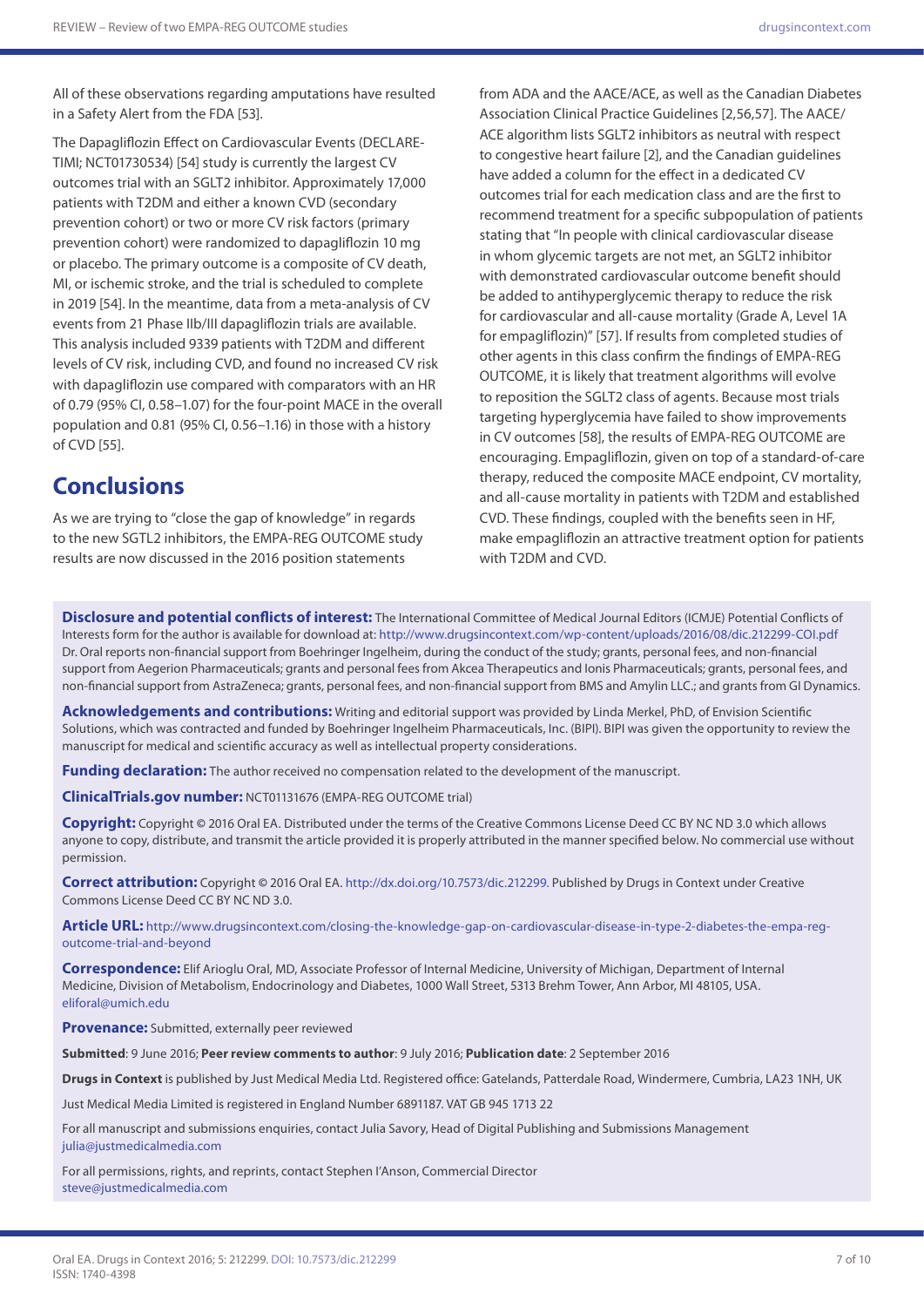All of these observations regarding amputations have resulted in a Safety Alert from the FDA [53].

The Dapagliflozin Effect on Cardiovascular Events (DECLARE-TIMI; NCT01730534) [54] study is currently the largest CV outcomes trial with an SGLT2 inhibitor. Approximately 17,000 patients with T2DM and either a known CVD (secondary prevention cohort) or two or more CV risk factors (primary prevention cohort) were randomized to dapagliflozin 10 mg or placebo. The primary outcome is a composite of CV death, MI, or ischemic stroke, and the trial is scheduled to complete in 2019 [54]. In the meantime, data from a meta-analysis of CV events from 21 Phase IIb/III dapagliflozin trials are available. This analysis included 9339 patients with T2DM and different levels of CV risk, including CVD, and found no increased CV risk with dapagliflozin use compared with comparators with an HR of 0.79 (95% CI, 0.58–1.07) for the four-point MACE in the overall population and 0.81 (95% CI, 0.56–1.16) in those with a history of CVD [55].

## Conclusions

As we are trying to "close the gap of knowledge" in regards to the new SGTL2 inhibitors, the EMPA-REG OUTCOME study results are now discussed in the 2016 position statements from ADA and the AACE/ACE, as well as the Canadian Diabetes Association Clinical Practice Guidelines [2,56,57]. The AACE/ACE algorithm lists SGLT2 inhibitors as neutral with respect to congestive heart failure [2], and the Canadian guidelines have added a column for the effect in a dedicated CV outcomes trial for each medication class and are the first to recommend treatment for a specific subpopulation of patients stating that "In people with clinical cardiovascular disease in whom glycemic targets are not met, an SGLT2 inhibitor with demonstrated cardiovascular outcome benefit should be added to antihyperglycemic therapy to reduce the risk for cardiovascular and all-cause mortality (Grade A, Level 1A for empagliflozin)" [57]. If results from completed studies of other agents in this class confirm the findings of EMPA-REG OUTCOME, it is likely that treatment algorithms will evolve to reposition the SGLT2 class of agents. Because most trials targeting hyperglycemia have failed to show improvements in CV outcomes [58], the results of EMPA-REG OUTCOME are encouraging. Empagliflozin, given on top of a standard-of-care therapy, reduced the composite MACE endpoint, CV mortality, and all-cause mortality in patients with T2DM and established CVD. These findings, coupled with the benefits seen in HF, make empagliflozin an attractive treatment option for patients with T2DM and CVD.

**Disclosure and potential conflicts of interest:** The International Committee of Medical Journal Editors (ICMJE) Potential Conflicts of Interests form for the author is available for download at: http://www.drugsincontext.com/wp-content/uploads/2016/08/dic.212299-COI.pdf Dr. Oral reports non-financial support from Boehringer Ingelheim, during the conduct of the study; grants, personal fees, and non-financial support from Aegerion Pharmaceuticals; grants and personal fees from Akcea Therapeutics and Ionis Pharmaceuticals; grants, personal fees, and non-financial support from AstraZeneca; grants, personal fees, and non-financial support from BMS and Amylin LLC.; and grants from GI Dynamics.

**Acknowledgements and contributions:** Writing and editorial support was provided by Linda Merkel, PhD, of Envision Scientific Solutions, which was contracted and funded by Boehringer Ingelheim Pharmaceuticals, Inc. (BIPI). BIPI was given the opportunity to review the manuscript for medical and scientific accuracy as well as intellectual property considerations.

**Funding declaration:** The author received no compensation related to the development of the manuscript.

**ClinicalTrials.gov number:** NCT01131676 (EMPA-REG OUTCOME trial)

**Copyright:** Copyright © 2016 Oral EA. Distributed under the terms of the Creative Commons License Deed CC BY NC ND 3.0 which allows anyone to copy, distribute, and transmit the article provided it is properly attributed in the manner specified below. No commercial use without permission.

**Correct attribution:** Copyright © 2016 Oral EA. http://dx.doi.org/10.7573/dic.212299. Published by Drugs in Context under Creative Commons License Deed CC BY NC ND 3.0.

**Article URL:** http://www.drugsincontext.com/closing-the-knowledge-gap-on-cardiovascular-disease-in-type-2-diabetes-the-empa-reg-outcome-trial-and-beyond

**Correspondence:** Elif Arioglu Oral, MD, Associate Professor of Internal Medicine, University of Michigan, Department of Internal Medicine, Division of Metabolism, Endocrinology and Diabetes, 1000 Wall Street, 5313 Brehm Tower, Ann Arbor, MI 48105, USA. eliforal@umich.edu

**Provenance:** Submitted, externally peer reviewed

**Submitted**: 9 June 2016; **Peer review comments to author**: 9 July 2016; **Publication date**: 2 September 2016

**Drugs in Context** is published by Just Medical Media Ltd. Registered office: Gatelands, Patterdale Road, Windermere, Cumbria, LA23 1NH, UK

Just Medical Media Limited is registered in England Number 6891187. VAT GB 945 1713 22

For all manuscript and submissions enquiries, contact Julia Savory, Head of Digital Publishing and Submissions Management julia@justmedicalmedia.com

For all permissions, rights, and reprints, contact Stephen I'Anson, Commercial Director steve@justmedicalmedia.com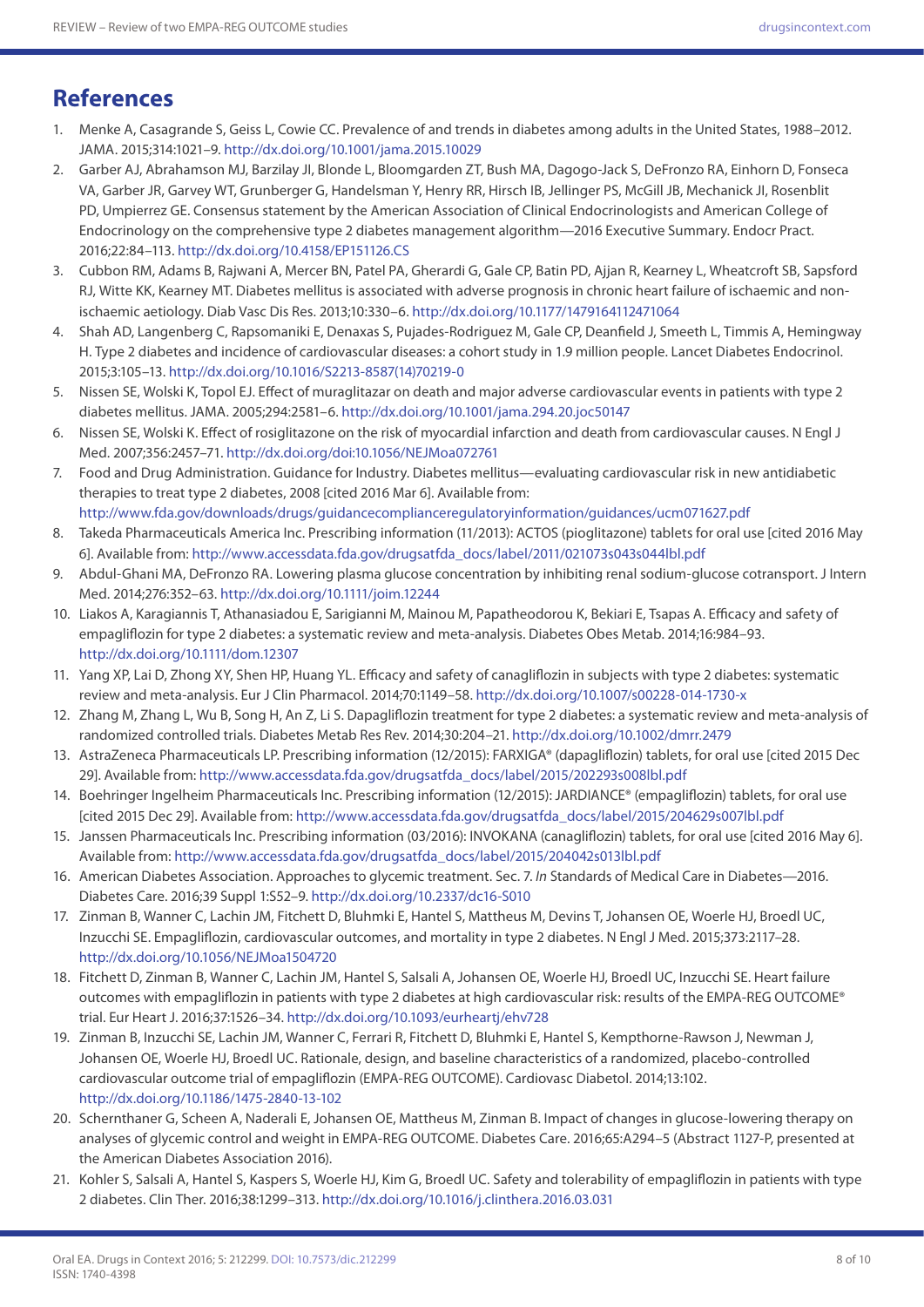## References

1. Menke A, Casagrande S, Geiss L, Cowie CC. Prevalence of and trends in diabetes among adults in the United States, 1988–2012. JAMA. 2015;314:1021–9. http://dx.doi.org/10.1001/jama.2015.10029
2. Garber AJ, Abrahamson MJ, Barzilay JI, Blonde L, Bloomgarden ZT, Bush MA, Dagogo-Jack S, DeFronzo RA, Einhorn D, Fonseca VA, Garber JR, Garvey WT, Grunberger G, Handelsman Y, Henry RR, Hirsch IB, Jellinger PS, McGill JB, Mechanick JI, Rosenblit PD, Umpierrez GE. Consensus statement by the American Association of Clinical Endocrinologists and American College of Endocrinology on the comprehensive type 2 diabetes management algorithm—2016 Executive Summary. Endocr Pract. 2016;22:84–113. http://dx.doi.org/10.4158/EP151126.CS
3. Cubbon RM, Adams B, Rajwani A, Mercer BN, Patel PA, Gherardi G, Gale CP, Batin PD, Ajjan R, Kearney L, Wheatcroft SB, Sapsford RJ, Witte KK, Kearney MT. Diabetes mellitus is associated with adverse prognosis in chronic heart failure of ischaemic and non-ischaemic aetiology. Diab Vasc Dis Res. 2013;10:330–6. http://dx.doi.org/10.1177/1479164112471064
4. Shah AD, Langenberg C, Rapsomaniki E, Denaxas S, Pujades-Rodriguez M, Gale CP, Deanfield J, Smeeth L, Timmis A, Hemingway H. Type 2 diabetes and incidence of cardiovascular diseases: a cohort study in 1.9 million people. Lancet Diabetes Endocrinol. 2015;3:105–13. http://dx.doi.org/10.1016/S2213-8587(14)70219-0
5. Nissen SE, Wolski K, Topol EJ. Effect of muraglitazar on death and major adverse cardiovascular events in patients with type 2 diabetes mellitus. JAMA. 2005;294:2581–6. http://dx.doi.org/10.1001/jama.294.20.joc50147
6. Nissen SE, Wolski K. Effect of rosiglitazone on the risk of myocardial infarction and death from cardiovascular causes. N Engl J Med. 2007;356:2457–71. http://dx.doi.org/doi:10.1056/NEJMoa072761
7. Food and Drug Administration. Guidance for Industry. Diabetes mellitus—evaluating cardiovascular risk in new antidiabetic therapies to treat type 2 diabetes, 2008 [cited 2016 Mar 6]. Available from: http://www.fda.gov/downloads/drugs/guidancecomplianceregulatoryinformation/guidances/ucm071627.pdf
8. Takeda Pharmaceuticals America Inc. Prescribing information (11/2013): ACTOS (pioglitazone) tablets for oral use [cited 2016 May 6]. Available from: http://www.accessdata.fda.gov/drugsatfda_docs/label/2011/021073s043s044lbl.pdf
9. Abdul-Ghani MA, DeFronzo RA. Lowering plasma glucose concentration by inhibiting renal sodium-glucose cotransport. J Intern Med. 2014;276:352–63. http://dx.doi.org/10.1111/joim.12244
10. Liakos A, Karagiannis T, Athanasiadou E, Sarigianni M, Mainou M, Papatheodorou K, Bekiari E, Tsapas A. Efficacy and safety of empagliflozin for type 2 diabetes: a systematic review and meta-analysis. Diabetes Obes Metab. 2014;16:984–93. http://dx.doi.org/10.1111/dom.12307
11. Yang XP, Lai D, Zhong XY, Shen HP, Huang YL. Efficacy and safety of canagliflozin in subjects with type 2 diabetes: systematic review and meta-analysis. Eur J Clin Pharmacol. 2014;70:1149–58. http://dx.doi.org/10.1007/s00228-014-1730-x
12. Zhang M, Zhang L, Wu B, Song H, An Z, Li S. Dapagliflozin treatment for type 2 diabetes: a systematic review and meta-analysis of randomized controlled trials. Diabetes Metab Res Rev. 2014;30:204–21. http://dx.doi.org/10.1002/dmrr.2479
13. AstraZeneca Pharmaceuticals LP. Prescribing information (12/2015): FARXIGA® (dapagliflozin) tablets, for oral use [cited 2015 Dec 29]. Available from: http://www.accessdata.fda.gov/drugsatfda_docs/label/2015/202293s008lbl.pdf
14. Boehringer Ingelheim Pharmaceuticals Inc. Prescribing information (12/2015): JARDIANCE® (empagliflozin) tablets, for oral use [cited 2015 Dec 29]. Available from: http://www.accessdata.fda.gov/drugsatfda_docs/label/2015/204629s007lbl.pdf
15. Janssen Pharmaceuticals Inc. Prescribing information (03/2016): INVOKANA (canagliflozin) tablets, for oral use [cited 2016 May 6]. Available from: http://www.accessdata.fda.gov/drugsatfda_docs/label/2015/204042s013lbl.pdf
16. American Diabetes Association. Approaches to glycemic treatment. Sec. 7. *In* Standards of Medical Care in Diabetes—2016. Diabetes Care. 2016;39 Suppl 1:S52–9. http://dx.doi.org/10.2337/dc16-S010
17. Zinman B, Wanner C, Lachin JM, Fitchett D, Bluhmki E, Hantel S, Mattheus M, Devins T, Johansen OE, Woerle HJ, Broedl UC, Inzucchi SE. Empagliflozin, cardiovascular outcomes, and mortality in type 2 diabetes. N Engl J Med. 2015;373:2117–28. http://dx.doi.org/10.1056/NEJMoa1504720
18. Fitchett D, Zinman B, Wanner C, Lachin JM, Hantel S, Salsali A, Johansen OE, Woerle HJ, Broedl UC, Inzucchi SE. Heart failure outcomes with empagliflozin in patients with type 2 diabetes at high cardiovascular risk: results of the EMPA-REG OUTCOME® trial. Eur Heart J. 2016;37:1526–34. http://dx.doi.org/10.1093/eurheartj/ehv728
19. Zinman B, Inzucchi SE, Lachin JM, Wanner C, Ferrari R, Fitchett D, Bluhmki E, Hantel S, Kempthorne-Rawson J, Newman J, Johansen OE, Woerle HJ, Broedl UC. Rationale, design, and baseline characteristics of a randomized, placebo-controlled cardiovascular outcome trial of empagliflozin (EMPA-REG OUTCOME). Cardiovasc Diabetol. 2014;13:102. http://dx.doi.org/10.1186/1475-2840-13-102
20. Schernthaner G, Scheen A, Naderali E, Johansen OE, Mattheus M, Zinman B. Impact of changes in glucose-lowering therapy on analyses of glycemic control and weight in EMPA-REG OUTCOME. Diabetes Care. 2016;65:A294–5 (Abstract 1127-P, presented at the American Diabetes Association 2016).
21. Kohler S, Salsali A, Hantel S, Kaspers S, Woerle HJ, Kim G, Broedl UC. Safety and tolerability of empagliflozin in patients with type 2 diabetes. Clin Ther. 2016;38:1299–313. http://dx.doi.org/10.1016/j.clinthera.2016.03.031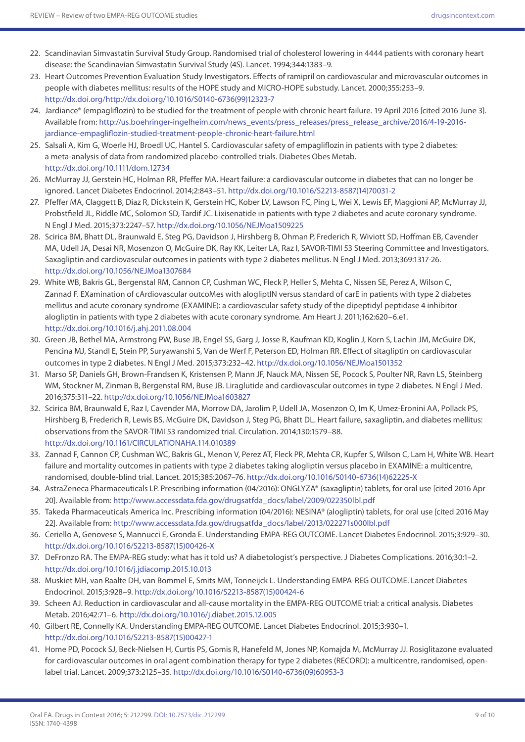22. Scandinavian Simvastatin Survival Study Group. Randomised trial of cholesterol lowering in 4444 patients with coronary heart disease: the Scandinavian Simvastatin Survival Study (4S). Lancet. 1994;344:1383–9.
23. Heart Outcomes Prevention Evaluation Study Investigators. Effects of ramipril on cardiovascular and microvascular outcomes in people with diabetes mellitus: results of the HOPE study and MICRO-HOPE substudy. Lancet. 2000;355:253–9. http://dx.doi.org/http://dx.doi.org/10.1016/S0140-6736(99)12323-7
24. Jardiance® (empagliflozin) to be studied for the treatment of people with chronic heart failure. 19 April 2016 [cited 2016 June 3]. Available from: http://us.boehringer-ingelheim.com/news_events/press_releases/press_release_archive/2016/4-19-2016-jardiance-empagliflozin-studied-treatment-people-chronic-heart-failure.html
25. Salsali A, Kim G, Woerle HJ, Broedl UC, Hantel S. Cardiovascular safety of empagliflozin in patients with type 2 diabetes: a meta-analysis of data from randomized placebo-controlled trials. Diabetes Obes Metab. http://dx.doi.org/10.1111/dom.12734
26. McMurray JJ, Gerstein HC, Holman RR, Pfeffer MA. Heart failure: a cardiovascular outcome in diabetes that can no longer be ignored. Lancet Diabetes Endocrinol. 2014;2:843–51. http://dx.doi.org/10.1016/S2213-8587(14)70031-2
27. Pfeffer MA, Claggett B, Diaz R, Dickstein K, Gerstein HC, Kober LV, Lawson FC, Ping L, Wei X, Lewis EF, Maggioni AP, McMurray JJ, Probstfield JL, Riddle MC, Solomon SD, Tardif JC. Lixisenatide in patients with type 2 diabetes and acute coronary syndrome. N Engl J Med. 2015;373:2247–57. http://dx.doi.org/10.1056/NEJMoa1509225
28. Scirica BM, Bhatt DL, Braunwald E, Steg PG, Davidson J, Hirshberg B, Ohman P, Frederich R, Wiviott SD, Hoffman EB, Cavender MA, Udell JA, Desai NR, Mosenzon O, McGuire DK, Ray KK, Leiter LA, Raz I, SAVOR-TIMI 53 Steering Committee and Investigators. Saxagliptin and cardiovascular outcomes in patients with type 2 diabetes mellitus. N Engl J Med. 2013;369:1317-26. http://dx.doi.org/10.1056/NEJMoa1307684
29. White WB, Bakris GL, Bergenstal RM, Cannon CP, Cushman WC, Fleck P, Heller S, Mehta C, Nissen SE, Perez A, Wilson C, Zannad F. EXamination of cArdiovascular outcoMes with alogliptIN versus standard of carE in patients with type 2 diabetes mellitus and acute coronary syndrome (EXAMINE): a cardiovascular safety study of the dipeptidyl peptidase 4 inhibitor alogliptin in patients with type 2 diabetes with acute coronary syndrome. Am Heart J. 2011;162:620–6.e1. http://dx.doi.org/10.1016/j.ahj.2011.08.004
30. Green JB, Bethel MA, Armstrong PW, Buse JB, Engel SS, Garg J, Josse R, Kaufman KD, Koglin J, Korn S, Lachin JM, McGuire DK, Pencina MJ, Standl E, Stein PP, Suryawanshi S, Van de Werf F, Peterson ED, Holman RR. Effect of sitagliptin on cardiovascular outcomes in type 2 diabetes. N Engl J Med. 2015;373:232–42. http://dx.doi.org/10.1056/NEJMoa1501352
31. Marso SP, Daniels GH, Brown-Frandsen K, Kristensen P, Mann JF, Nauck MA, Nissen SE, Pocock S, Poulter NR, Ravn LS, Steinberg WM, Stockner M, Zinman B, Bergenstal RM, Buse JB. Liraglutide and cardiovascular outcomes in type 2 diabetes. N Engl J Med. 2016;375:311–22. http://dx.doi.org/10.1056/NEJMoa1603827
32. Scirica BM, Braunwald E, Raz I, Cavender MA, Morrow DA, Jarolim P, Udell JA, Mosenzon O, Im K, Umez-Eronini AA, Pollack PS, Hirshberg B, Frederich R, Lewis BS, McGuire DK, Davidson J, Steg PG, Bhatt DL. Heart failure, saxagliptin, and diabetes mellitus: observations from the SAVOR-TIMI 53 randomized trial. Circulation. 2014;130:1579–88. http://dx.doi.org/10.1161/CIRCULATIONAHA.114.010389
33. Zannad F, Cannon CP, Cushman WC, Bakris GL, Menon V, Perez AT, Fleck PR, Mehta CR, Kupfer S, Wilson C, Lam H, White WB. Heart failure and mortality outcomes in patients with type 2 diabetes taking alogliptin versus placebo in EXAMINE: a multicentre, randomised, double-blind trial. Lancet. 2015;385:2067–76. http://dx.doi.org/10.1016/S0140-6736(14)62225-X
34. AstraZeneca Pharmaceuticals LP. Prescribing information (04/2016): ONGLYZA® (saxagliptin) tablets, for oral use [cited 2016 Apr 20]. Available from: http://www.accessdata.fda.gov/drugsatfda_docs/label/2009/022350lbl.pdf
35. Takeda Pharmaceuticals America Inc. Prescribing information (04/2016): NESINA® (alogliptin) tablets, for oral use [cited 2016 May 22]. Available from: http://www.accessdata.fda.gov/drugsatfda_docs/label/2013/022271s000lbl.pdf
36. Ceriello A, Genovese S, Mannucci E, Gronda E. Understanding EMPA-REG OUTCOME. Lancet Diabetes Endocrinol. 2015;3:929–30. http://dx.doi.org/10.1016/S2213-8587(15)00426-X
37. DeFronzo RA. The EMPA-REG study: what has it told us? A diabetologist's perspective. J Diabetes Complications. 2016;30:1–2. http://dx.doi.org/10.1016/j.jdiacomp.2015.10.013
38. Muskiet MH, van Raalte DH, van Bommel E, Smits MM, Tonneijck L. Understanding EMPA-REG OUTCOME. Lancet Diabetes Endocrinol. 2015;3:928–9. http://dx.doi.org/10.1016/S2213-8587(15)00424-6
39. Scheen AJ. Reduction in cardiovascular and all-cause mortality in the EMPA-REG OUTCOME trial: a critical analysis. Diabetes Metab. 2016;42:71–6. http://dx.doi.org/10.1016/j.diabet.2015.12.005
40. Gilbert RE, Connelly KA. Understanding EMPA-REG OUTCOME. Lancet Diabetes Endocrinol. 2015;3:930–1. http://dx.doi.org/10.1016/S2213-8587(15)00427-1
41. Home PD, Pocock SJ, Beck-Nielsen H, Curtis PS, Gomis R, Hanefeld M, Jones NP, Komajda M, McMurray JJ. Rosiglitazone evaluated for cardiovascular outcomes in oral agent combination therapy for type 2 diabetes (RECORD): a multicentre, randomised, open-label trial. Lancet. 2009;373:2125–35. http://dx.doi.org/10.1016/S0140-6736(09)60953-3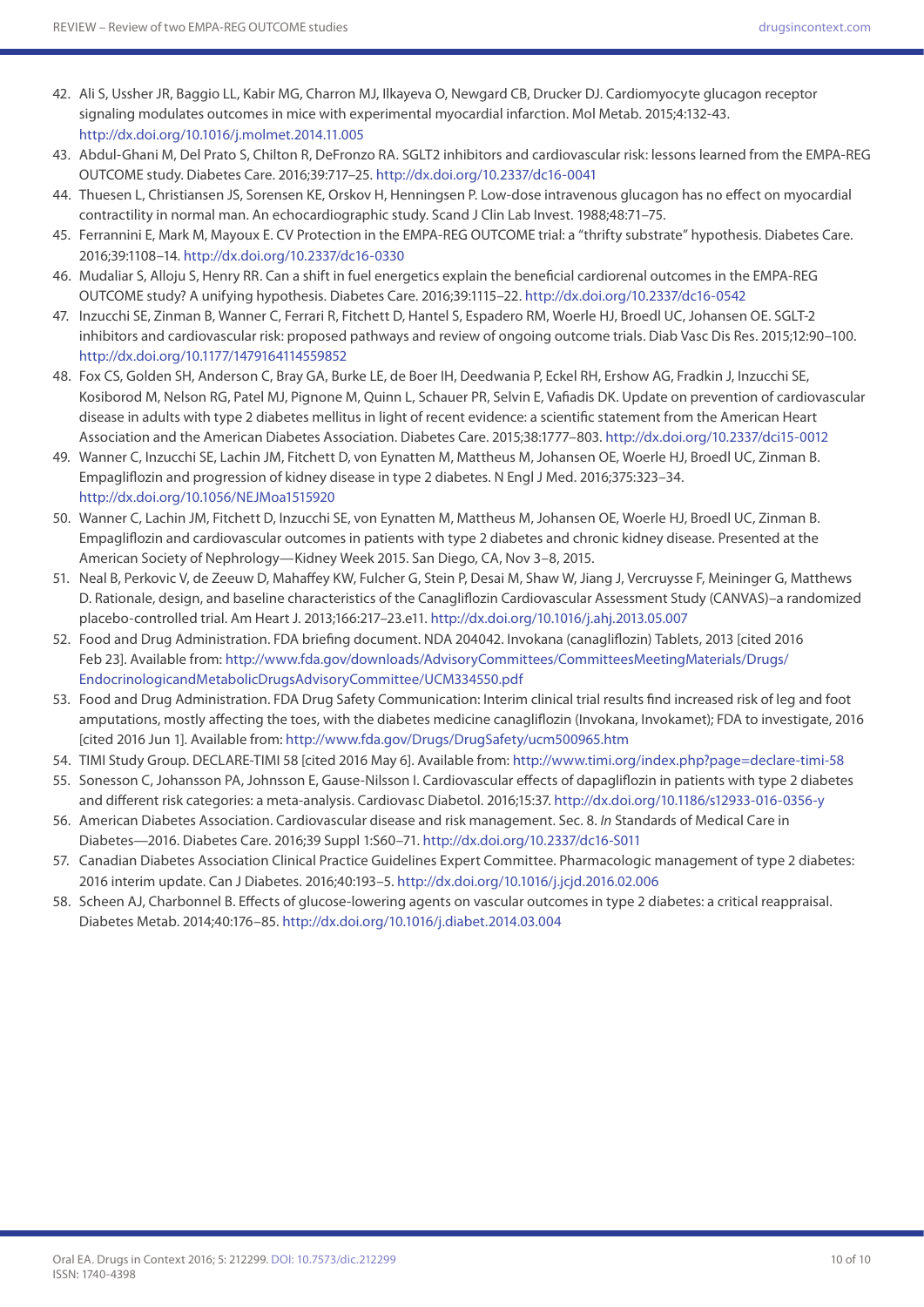42. Ali S, Ussher JR, Baggio LL, Kabir MG, Charron MJ, Ilkayeva O, Newgard CB, Drucker DJ. Cardiomyocyte glucagon receptor signaling modulates outcomes in mice with experimental myocardial infarction. Mol Metab. 2015;4:132-43. http://dx.doi.org/10.1016/j.molmet.2014.11.005
43. Abdul-Ghani M, Del Prato S, Chilton R, DeFronzo RA. SGLT2 inhibitors and cardiovascular risk: lessons learned from the EMPA-REG OUTCOME study. Diabetes Care. 2016;39:717–25. http://dx.doi.org/10.2337/dc16-0041
44. Thuesen L, Christiansen JS, Sorensen KE, Orskov H, Henningsen P. Low-dose intravenous glucagon has no effect on myocardial contractility in normal man. An echocardiographic study. Scand J Clin Lab Invest. 1988;48:71–75.
45. Ferrannini E, Mark M, Mayoux E. CV Protection in the EMPA-REG OUTCOME trial: a "thrifty substrate" hypothesis. Diabetes Care. 2016;39:1108–14. http://dx.doi.org/10.2337/dc16-0330
46. Mudaliar S, Alloju S, Henry RR. Can a shift in fuel energetics explain the beneficial cardiorenal outcomes in the EMPA-REG OUTCOME study? A unifying hypothesis. Diabetes Care. 2016;39:1115–22. http://dx.doi.org/10.2337/dc16-0542
47. Inzucchi SE, Zinman B, Wanner C, Ferrari R, Fitchett D, Hantel S, Espadero RM, Woerle HJ, Broedl UC, Johansen OE. SGLT-2 inhibitors and cardiovascular risk: proposed pathways and review of ongoing outcome trials. Diab Vasc Dis Res. 2015;12:90–100. http://dx.doi.org/10.1177/1479164114559852
48. Fox CS, Golden SH, Anderson C, Bray GA, Burke LE, de Boer IH, Deedwania P, Eckel RH, Ershow AG, Fradkin J, Inzucchi SE, Kosiborod M, Nelson RG, Patel MJ, Pignone M, Quinn L, Schauer PR, Selvin E, Vafiadis DK. Update on prevention of cardiovascular disease in adults with type 2 diabetes mellitus in light of recent evidence: a scientific statement from the American Heart Association and the American Diabetes Association. Diabetes Care. 2015;38:1777–803. http://dx.doi.org/10.2337/dci15-0012
49. Wanner C, Inzucchi SE, Lachin JM, Fitchett D, von Eynatten M, Mattheus M, Johansen OE, Woerle HJ, Broedl UC, Zinman B. Empagliflozin and progression of kidney disease in type 2 diabetes. N Engl J Med. 2016;375:323–34. http://dx.doi.org/10.1056/NEJMoa1515920
50. Wanner C, Lachin JM, Fitchett D, Inzucchi SE, von Eynatten M, Mattheus M, Johansen OE, Woerle HJ, Broedl UC, Zinman B. Empagliflozin and cardiovascular outcomes in patients with type 2 diabetes and chronic kidney disease. Presented at the American Society of Nephrology—Kidney Week 2015. San Diego, CA, Nov 3–8, 2015.
51. Neal B, Perkovic V, de Zeeuw D, Mahaffey KW, Fulcher G, Stein P, Desai M, Shaw W, Jiang J, Vercruysse F, Meininger G, Matthews D. Rationale, design, and baseline characteristics of the Canagliflozin Cardiovascular Assessment Study (CANVAS)–a randomized placebo-controlled trial. Am Heart J. 2013;166:217–23.e11. http://dx.doi.org/10.1016/j.ahj.2013.05.007
52. Food and Drug Administration. FDA briefing document. NDA 204042. Invokana (canagliflozin) Tablets, 2013 [cited 2016 Feb 23]. Available from: http://www.fda.gov/downloads/AdvisoryCommittees/CommitteesMeetingMaterials/Drugs/EndocrinologicandMetabolicDrugsAdvisoryCommittee/UCM334550.pdf
53. Food and Drug Administration. FDA Drug Safety Communication: Interim clinical trial results find increased risk of leg and foot amputations, mostly affecting the toes, with the diabetes medicine canagliflozin (Invokana, Invokamet); FDA to investigate, 2016 [cited 2016 Jun 1]. Available from: http://www.fda.gov/Drugs/DrugSafety/ucm500965.htm
54. TIMI Study Group. DECLARE-TIMI 58 [cited 2016 May 6]. Available from: http://www.timi.org/index.php?page=declare-timi-58
55. Sonesson C, Johansson PA, Johnsson E, Gause-Nilsson I. Cardiovascular effects of dapagliflozin in patients with type 2 diabetes and different risk categories: a meta-analysis. Cardiovasc Diabetol. 2016;15:37. http://dx.doi.org/10.1186/s12933-016-0356-y
56. American Diabetes Association. Cardiovascular disease and risk management. Sec. 8. *In* Standards of Medical Care in Diabetes—2016. Diabetes Care. 2016;39 Suppl 1:S60–71. http://dx.doi.org/10.2337/dc16-S011
57. Canadian Diabetes Association Clinical Practice Guidelines Expert Committee. Pharmacologic management of type 2 diabetes: 2016 interim update. Can J Diabetes. 2016;40:193–5. http://dx.doi.org/10.1016/j.jcjd.2016.02.006
58. Scheen AJ, Charbonnel B. Effects of glucose-lowering agents on vascular outcomes in type 2 diabetes: a critical reappraisal. Diabetes Metab. 2014;40:176–85. http://dx.doi.org/10.1016/j.diabet.2014.03.004